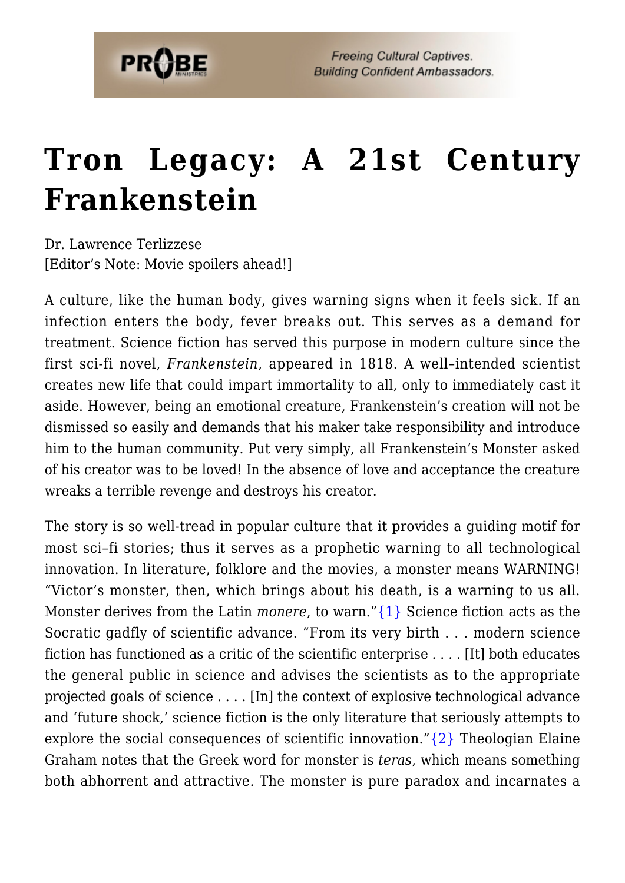# Tron Legacy: A 21st Century Frankenstein

Dr. Lawrence Terlizzese
[Editor's Note: Movie spoilers ahead!]

A culture, like the human body, gives warning signs when it feels sick. If an infection enters the body, fever breaks out. This serves as a demand for treatment. Science fiction has served this purpose in modern culture since the first sci-fi novel, *Frankenstein*, appeared in 1818. A well–intended scientist creates new life that could impart immortality to all, only to immediately cast it aside. However, being an emotional creature, Frankenstein's creation will not be dismissed so easily and demands that his maker take responsibility and introduce him to the human community. Put very simply, all Frankenstein's Monster asked of his creator was to be loved! In the absence of love and acceptance the creature wreaks a terrible revenge and destroys his creator.

The story is so well-tread in popular culture that it provides a guiding motif for most sci–fi stories; thus it serves as a prophetic warning to all technological innovation. In literature, folklore and the movies, a monster means WARNING! "Victor's monster, then, which brings about his death, is a warning to us all. Monster derives from the Latin *monere*, to warn."{1} Science fiction acts as the Socratic gadfly of scientific advance. "From its very birth . . . modern science fiction has functioned as a critic of the scientific enterprise . . . . [It] both educates the general public in science and advises the scientists as to the appropriate projected goals of science . . . . [In] the context of explosive technological advance and 'future shock,' science fiction is the only literature that seriously attempts to explore the social consequences of scientific innovation."{2} Theologian Elaine Graham notes that the Greek word for monster is *teras*, which means something both abhorrent and attractive. The monster is pure paradox and incarnates a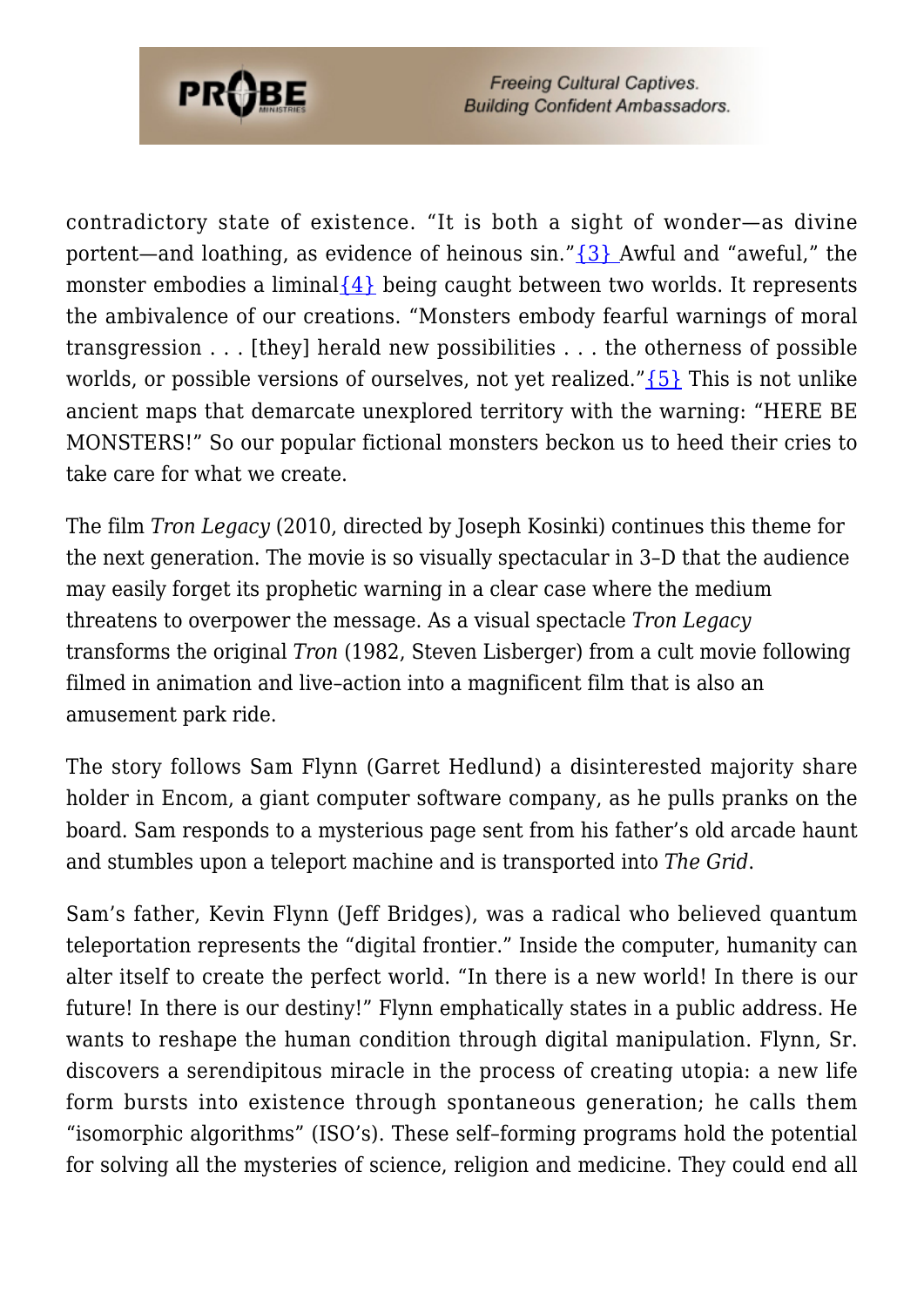contradictory state of existence. "It is both a sight of wonder—as divine portent—and loathing, as evidence of heinous sin."{3} Awful and "aweful," the monster embodies a liminal{4} being caught between two worlds. It represents the ambivalence of our creations. "Monsters embody fearful warnings of moral transgression . . . [they] herald new possibilities . . . the otherness of possible worlds, or possible versions of ourselves, not yet realized."{5} This is not unlike ancient maps that demarcate unexplored territory with the warning: "HERE BE MONSTERS!" So our popular fictional monsters beckon us to heed their cries to take care for what we create.

The film *Tron Legacy* (2010, directed by Joseph Kosinki) continues this theme for the next generation. The movie is so visually spectacular in 3–D that the audience may easily forget its prophetic warning in a clear case where the medium threatens to overpower the message. As a visual spectacle *Tron Legacy* transforms the original *Tron* (1982, Steven Lisberger) from a cult movie following filmed in animation and live–action into a magnificent film that is also an amusement park ride.

The story follows Sam Flynn (Garret Hedlund) a disinterested majority share holder in Encom, a giant computer software company, as he pulls pranks on the board. Sam responds to a mysterious page sent from his father's old arcade haunt and stumbles upon a teleport machine and is transported into *The Grid*.

Sam's father, Kevin Flynn (Jeff Bridges), was a radical who believed quantum teleportation represents the "digital frontier." Inside the computer, humanity can alter itself to create the perfect world. "In there is a new world! In there is our future! In there is our destiny!" Flynn emphatically states in a public address. He wants to reshape the human condition through digital manipulation. Flynn, Sr. discovers a serendipitous miracle in the process of creating utopia: a new life form bursts into existence through spontaneous generation; he calls them "isomorphic algorithms" (ISO's). These self–forming programs hold the potential for solving all the mysteries of science, religion and medicine. They could end all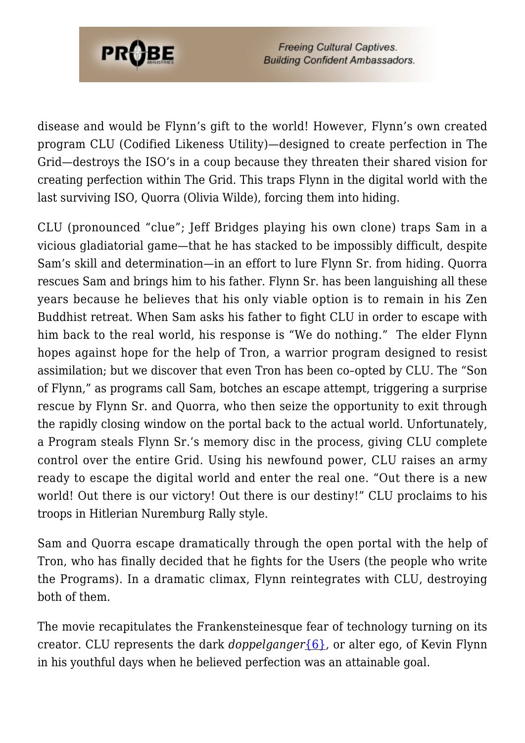disease and would be Flynn's gift to the world! However, Flynn's own created program CLU (Codified Likeness Utility)—designed to create perfection in The Grid—destroys the ISO's in a coup because they threaten their shared vision for creating perfection within The Grid. This traps Flynn in the digital world with the last surviving ISO, Quorra (Olivia Wilde), forcing them into hiding.

CLU (pronounced "clue"; Jeff Bridges playing his own clone) traps Sam in a vicious gladiatorial game—that he has stacked to be impossibly difficult, despite Sam's skill and determination—in an effort to lure Flynn Sr. from hiding. Quorra rescues Sam and brings him to his father. Flynn Sr. has been languishing all these years because he believes that his only viable option is to remain in his Zen Buddhist retreat. When Sam asks his father to fight CLU in order to escape with him back to the real world, his response is "We do nothing." The elder Flynn hopes against hope for the help of Tron, a warrior program designed to resist assimilation; but we discover that even Tron has been co–opted by CLU. The "Son of Flynn," as programs call Sam, botches an escape attempt, triggering a surprise rescue by Flynn Sr. and Quorra, who then seize the opportunity to exit through the rapidly closing window on the portal back to the actual world. Unfortunately, a Program steals Flynn Sr.'s memory disc in the process, giving CLU complete control over the entire Grid. Using his newfound power, CLU raises an army ready to escape the digital world and enter the real one. "Out there is a new world! Out there is our victory! Out there is our destiny!" CLU proclaims to his troops in Hitlerian Nuremburg Rally style.

Sam and Quorra escape dramatically through the open portal with the help of Tron, who has finally decided that he fights for the Users (the people who write the Programs). In a dramatic climax, Flynn reintegrates with CLU, destroying both of them.

The movie recapitulates the Frankensteinesque fear of technology turning on its creator. CLU represents the dark *doppelganger*[6], or alter ego, of Kevin Flynn in his youthful days when he believed perfection was an attainable goal.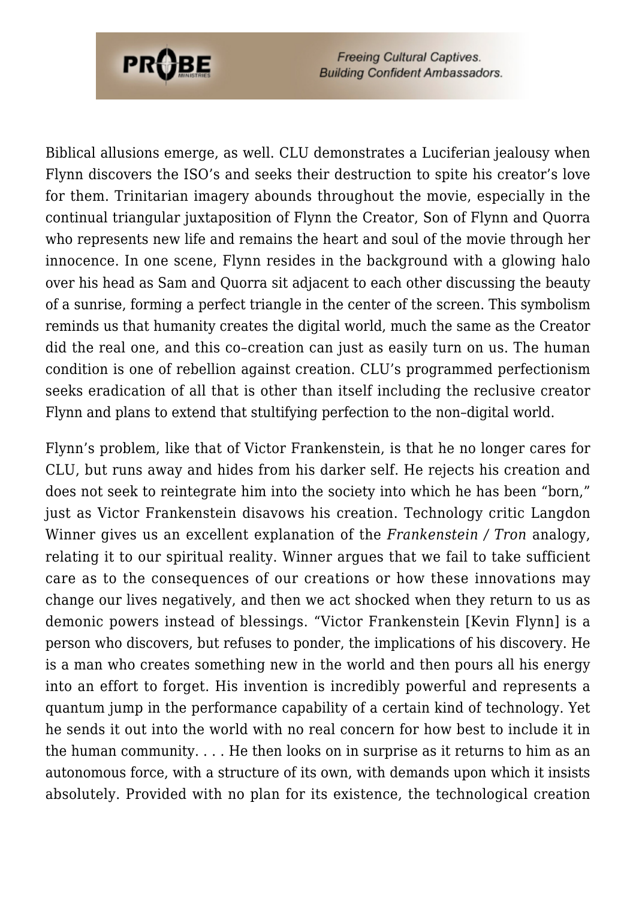Biblical allusions emerge, as well. CLU demonstrates a Luciferian jealousy when Flynn discovers the ISO's and seeks their destruction to spite his creator's love for them. Trinitarian imagery abounds throughout the movie, especially in the continual triangular juxtaposition of Flynn the Creator, Son of Flynn and Quorra who represents new life and remains the heart and soul of the movie through her innocence. In one scene, Flynn resides in the background with a glowing halo over his head as Sam and Quorra sit adjacent to each other discussing the beauty of a sunrise, forming a perfect triangle in the center of the screen. This symbolism reminds us that humanity creates the digital world, much the same as the Creator did the real one, and this co–creation can just as easily turn on us. The human condition is one of rebellion against creation. CLU's programmed perfectionism seeks eradication of all that is other than itself including the reclusive creator Flynn and plans to extend that stultifying perfection to the non–digital world.

Flynn's problem, like that of Victor Frankenstein, is that he no longer cares for CLU, but runs away and hides from his darker self. He rejects his creation and does not seek to reintegrate him into the society into which he has been "born," just as Victor Frankenstein disavows his creation. Technology critic Langdon Winner gives us an excellent explanation of the *Frankenstein / Tron* analogy, relating it to our spiritual reality. Winner argues that we fail to take sufficient care as to the consequences of our creations or how these innovations may change our lives negatively, and then we act shocked when they return to us as demonic powers instead of blessings. "Victor Frankenstein [Kevin Flynn] is a person who discovers, but refuses to ponder, the implications of his discovery. He is a man who creates something new in the world and then pours all his energy into an effort to forget. His invention is incredibly powerful and represents a quantum jump in the performance capability of a certain kind of technology. Yet he sends it out into the world with no real concern for how best to include it in the human community. . . . He then looks on in surprise as it returns to him as an autonomous force, with a structure of its own, with demands upon which it insists absolutely. Provided with no plan for its existence, the technological creation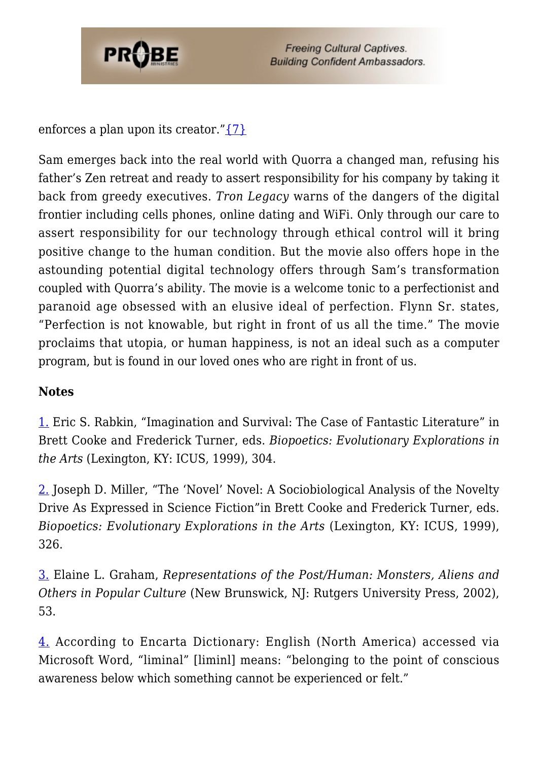enforces a plan upon its creator."{7}

Sam emerges back into the real world with Quorra a changed man, refusing his father's Zen retreat and ready to assert responsibility for his company by taking it back from greedy executives. *Tron Legacy* warns of the dangers of the digital frontier including cells phones, online dating and WiFi. Only through our care to assert responsibility for our technology through ethical control will it bring positive change to the human condition. But the movie also offers hope in the astounding potential digital technology offers through Sam's transformation coupled with Quorra's ability. The movie is a welcome tonic to a perfectionist and paranoid age obsessed with an elusive ideal of perfection. Flynn Sr. states, "Perfection is not knowable, but right in front of us all the time." The movie proclaims that utopia, or human happiness, is not an ideal such as a computer program, but is found in our loved ones who are right in front of us.

**Notes**

1. Eric S. Rabkin, "Imagination and Survival: The Case of Fantastic Literature" in Brett Cooke and Frederick Turner, eds. *Biopoetics: Evolutionary Explorations in the Arts* (Lexington, KY: ICUS, 1999), 304.

2. Joseph D. Miller, "The 'Novel' Novel: A Sociobiological Analysis of the Novelty Drive As Expressed in Science Fiction"in Brett Cooke and Frederick Turner, eds. *Biopoetics: Evolutionary Explorations in the Arts* (Lexington, KY: ICUS, 1999), 326.

3. Elaine L. Graham, *Representations of the Post/Human: Monsters, Aliens and Others in Popular Culture* (New Brunswick, NJ: Rutgers University Press, 2002), 53.

4. According to Encarta Dictionary: English (North America) accessed via Microsoft Word, "liminal" [liminl] means: "belonging to the point of conscious awareness below which something cannot be experienced or felt."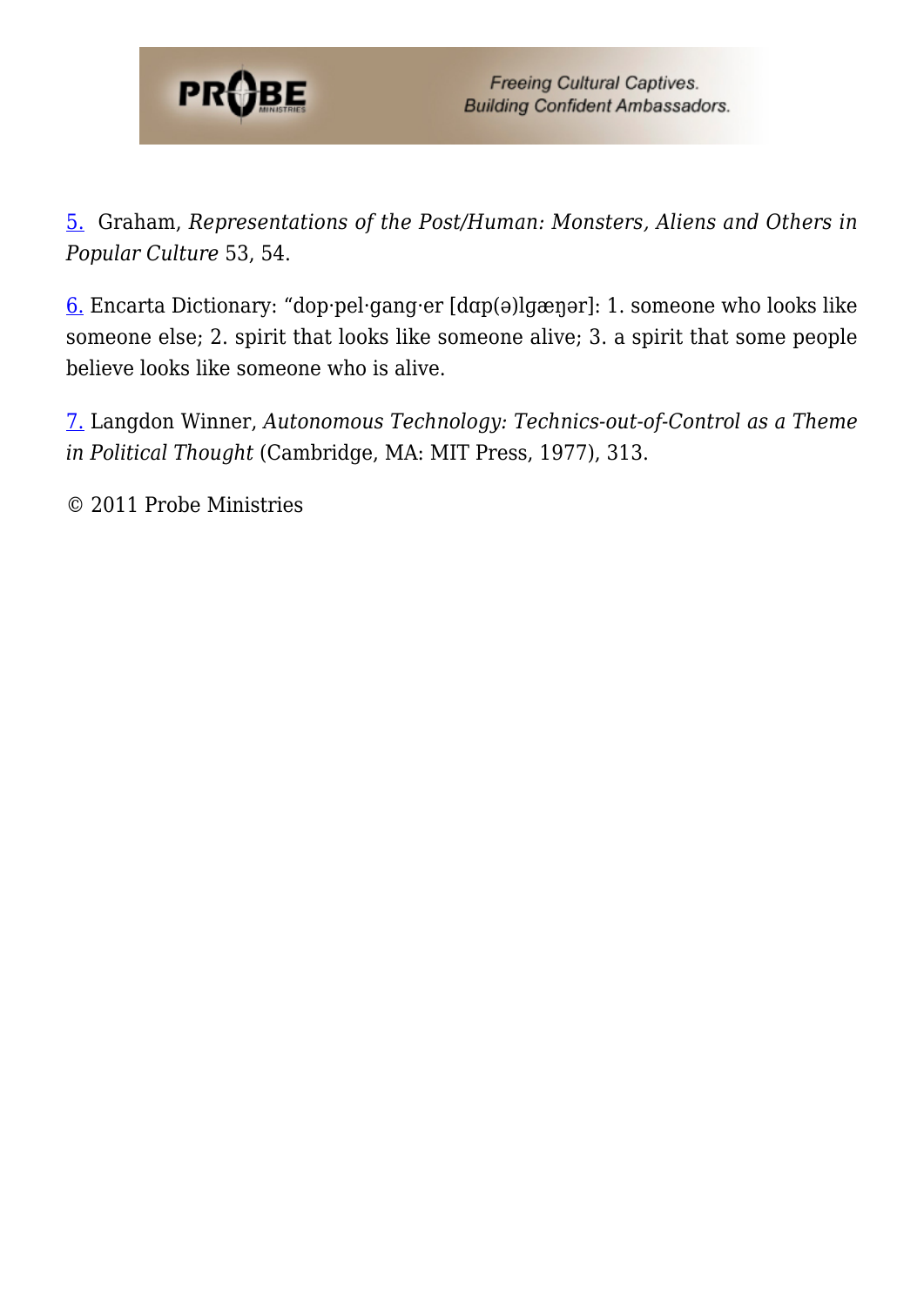5. Graham, *Representations of the Post/Human: Monsters, Aliens and Others in Popular Culture* 53, 54.

6. Encarta Dictionary: "dop·pel·gang·er [dɑp(ə)lgæŋər]: 1. someone who looks like someone else; 2. spirit that looks like someone alive; 3. a spirit that some people believe looks like someone who is alive.

7. Langdon Winner, *Autonomous Technology: Technics-out-of-Control as a Theme in Political Thought* (Cambridge, MA: MIT Press, 1977), 313.

© 2011 Probe Ministries